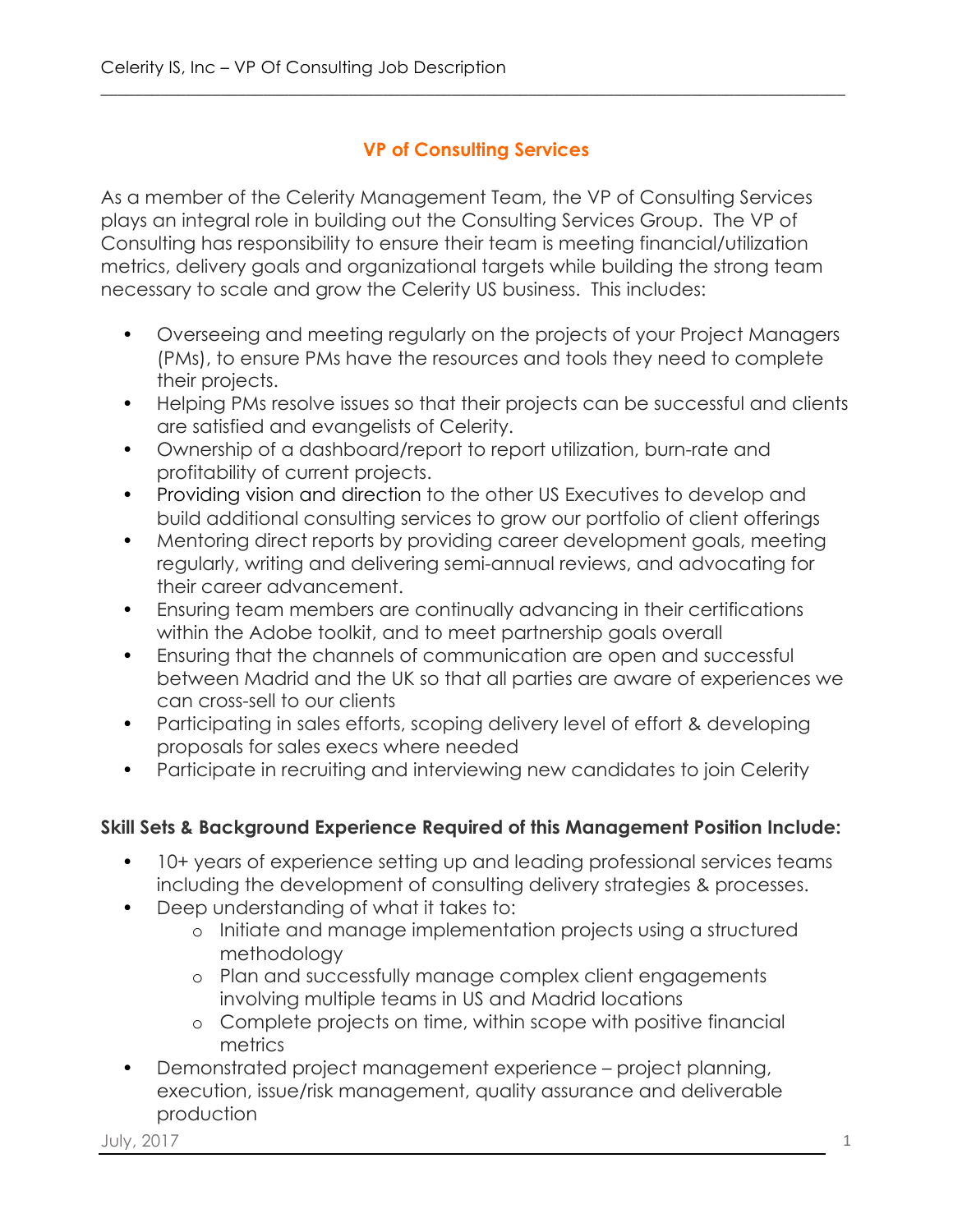# VP of Consulting Services

As a member of the Celerity Management Team, the VP of Consulting Services plays an integral role in building out the Consulting Services Group. The VP of Consulting has responsibility to ensure their team is meeting financial/utilization metrics, delivery goals and organizational targets while building the strong team necessary to scale and grow the Celerity US business. This includes:

- Overseeing and meeting regularly on the projects of your Project Managers (PMs), to ensure PMs have the resources and tools they need to complete their projects.
- Helping PMs resolve issues so that their projects can be successful and clients are satisfied and evangelists of Celerity.
- Ownership of a dashboard/report to report utilization, burn-rate and profitability of current projects.
- Providing vision and direction to the other US Executives to develop and build additional consulting services to grow our portfolio of client offerings
- Mentoring direct reports by providing career development goals, meeting regularly, writing and delivering semi-annual reviews, and advocating for their career advancement.
- Ensuring team members are continually advancing in their certifications within the Adobe toolkit, and to meet partnership goals overall
- Ensuring that the channels of communication are open and successful between Madrid and the UK so that all parties are aware of experiences we can cross-sell to our clients
- Participating in sales efforts, scoping delivery level of effort & developing proposals for sales execs where needed
- Participate in recruiting and interviewing new candidates to join Celerity

**Skill Sets & Background Experience Required of this Management Position Include:**

- 10+ years of experience setting up and leading professional services teams including the development of consulting delivery strategies & processes.
- Deep understanding of what it takes to:
  - Initiate and manage implementation projects using a structured methodology
  - Plan and successfully manage complex client engagements involving multiple teams in US and Madrid locations
  - Complete projects on time, within scope with positive financial metrics
- Demonstrated project management experience – project planning, execution, issue/risk management, quality assurance and deliverable production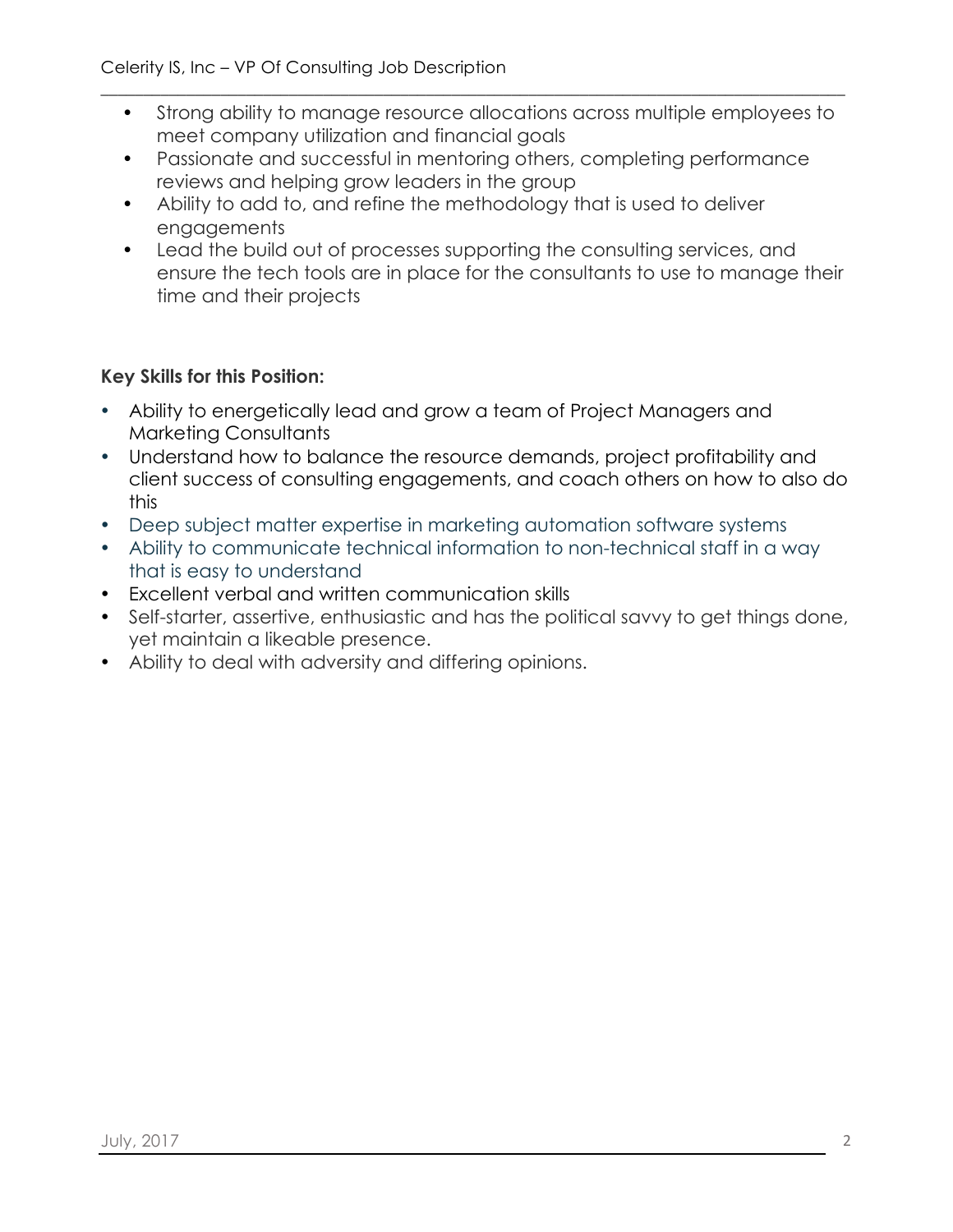- Strong ability to manage resource allocations across multiple employees to meet company utilization and financial goals
- Passionate and successful in mentoring others, completing performance reviews and helping grow leaders in the group
- Ability to add to, and refine the methodology that is used to deliver engagements
- Lead the build out of processes supporting the consulting services, and ensure the tech tools are in place for the consultants to use to manage their time and their projects

**Key Skills for this Position:**

- Ability to energetically lead and grow a team of Project Managers and Marketing Consultants
- Understand how to balance the resource demands, project profitability and client success of consulting engagements, and coach others on how to also do this
- Deep subject matter expertise in marketing automation software systems
- Ability to communicate technical information to non-technical staff in a way that is easy to understand
- Excellent verbal and written communication skills
- Self-starter, assertive, enthusiastic and has the political savvy to get things done, yet maintain a likeable presence.
- Ability to deal with adversity and differing opinions.